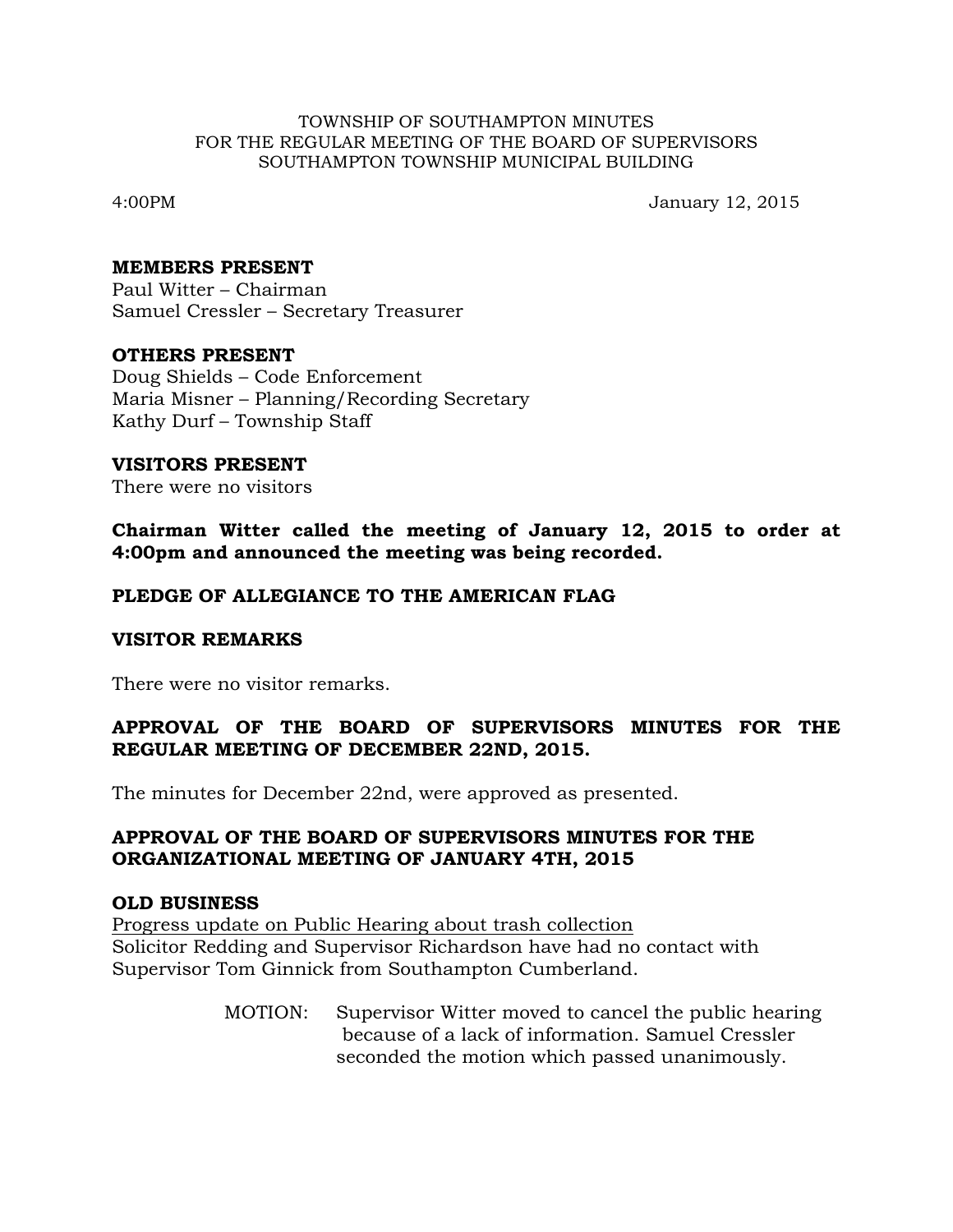TOWNSHIP OF SOUTHAMPTON MINUTES
FOR THE REGULAR MEETING OF THE BOARD OF SUPERVISORS
SOUTHAMPTON TOWNSHIP MUNICIPAL BUILDING

4:00PM January 12, 2015

**MEMBERS PRESENT**
Paul Witter – Chairman
Samuel Cressler – Secretary Treasurer

**OTHERS PRESENT**
Doug Shields – Code Enforcement
Maria Misner – Planning/Recording Secretary
Kathy Durf – Township Staff

**VISITORS PRESENT**
There were no visitors

**Chairman Witter called the meeting of January 12, 2015 to order at 4:00pm and announced the meeting was being recorded.**

**PLEDGE OF ALLEGIANCE TO THE AMERICAN FLAG**

**VISITOR REMARKS**

There were no visitor remarks.

**APPROVAL OF THE BOARD OF SUPERVISORS MINUTES FOR THE REGULAR MEETING OF DECEMBER 22ND, 2015.**

The minutes for December 22nd, were approved as presented.

**APPROVAL OF THE BOARD OF SUPERVISORS MINUTES FOR THE ORGANIZATIONAL MEETING OF JANUARY 4TH, 2015**

**OLD BUSINESS**
<u>Progress update on Public Hearing about trash collection</u>
Solicitor Redding and Supervisor Richardson have had no contact with Supervisor Tom Ginnick from Southampton Cumberland.

MOTION: Supervisor Witter moved to cancel the public hearing because of a lack of information. Samuel Cressler seconded the motion which passed unanimously.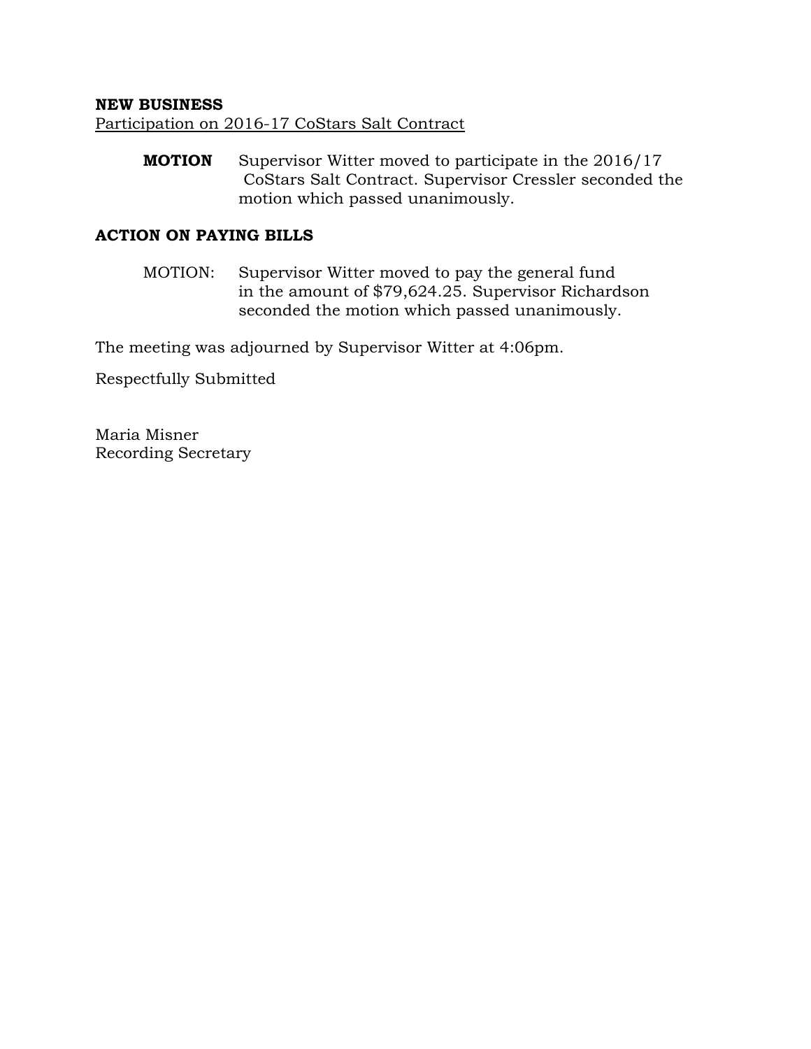**NEW BUSINESS**

Participation on 2016-17 CoStars Salt Contract

> **MOTION** Supervisor Witter moved to participate in the 2016/17 CoStars Salt Contract. Supervisor Cressler seconded the motion which passed unanimously.

**ACTION ON PAYING BILLS**

> MOTION: Supervisor Witter moved to pay the general fund in the amount of $79,624.25. Supervisor Richardson seconded the motion which passed unanimously.

The meeting was adjourned by Supervisor Witter at 4:06pm.

Respectfully Submitted

Maria Misner
Recording Secretary